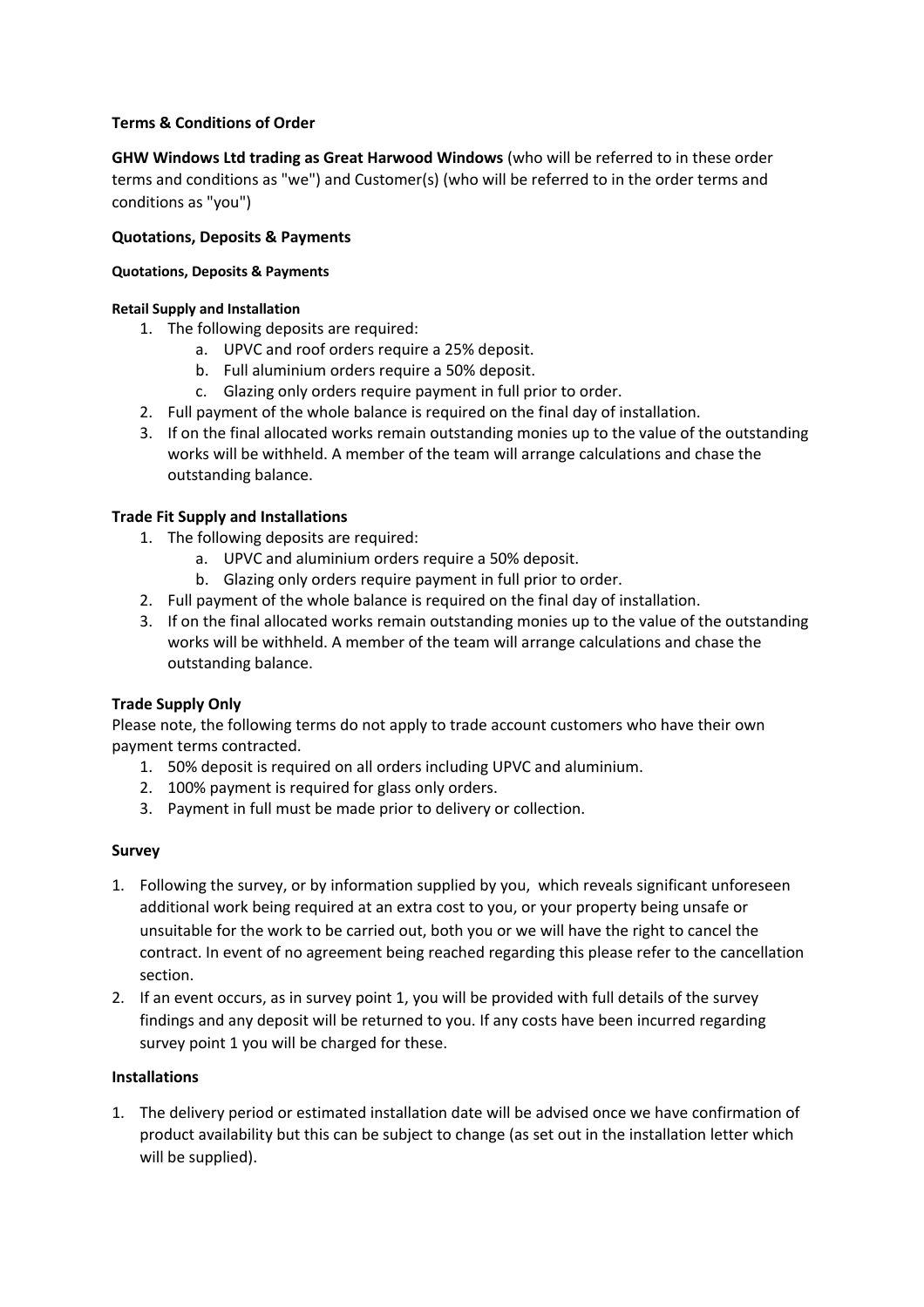**Terms & Conditions of Order**

**GHW Windows Ltd trading as Great Harwood Windows** (who will be referred to in these order terms and conditions as "we") and Customer(s) (who will be referred to in the order terms and conditions as "you")

## Quotations, Deposits & Payments

### Quotations, Deposits & Payments

#### Retail Supply and Installation

1. The following deposits are required:
   a. UPVC and roof orders require a 25% deposit.
   b. Full aluminium orders require a 50% deposit.
   c. Glazing only orders require payment in full prior to order.
2. Full payment of the whole balance is required on the final day of installation.
3. If on the final allocated works remain outstanding monies up to the value of the outstanding works will be withheld. A member of the team will arrange calculations and chase the outstanding balance.

#### Trade Fit Supply and Installations

1. The following deposits are required:
   a. UPVC and aluminium orders require a 50% deposit.
   b. Glazing only orders require payment in full prior to order.
2. Full payment of the whole balance is required on the final day of installation.
3. If on the final allocated works remain outstanding monies up to the value of the outstanding works will be withheld. A member of the team will arrange calculations and chase the outstanding balance.

#### Trade Supply Only

Please note, the following terms do not apply to trade account customers who have their own payment terms contracted.

1. 50% deposit is required on all orders including UPVC and aluminium.
2. 100% payment is required for glass only orders.
3. Payment in full must be made prior to delivery or collection.

## Survey

1. Following the survey, or by information supplied by you, which reveals significant unforeseen additional work being required at an extra cost to you, or your property being unsafe or unsuitable for the work to be carried out, both you or we will have the right to cancel the contract. In event of no agreement being reached regarding this please refer to the cancellation section.
2. If an event occurs, as in survey point 1, you will be provided with full details of the survey findings and any deposit will be returned to you. If any costs have been incurred regarding survey point 1 you will be charged for these.

## Installations

1. The delivery period or estimated installation date will be advised once we have confirmation of product availability but this can be subject to change (as set out in the installation letter which will be supplied).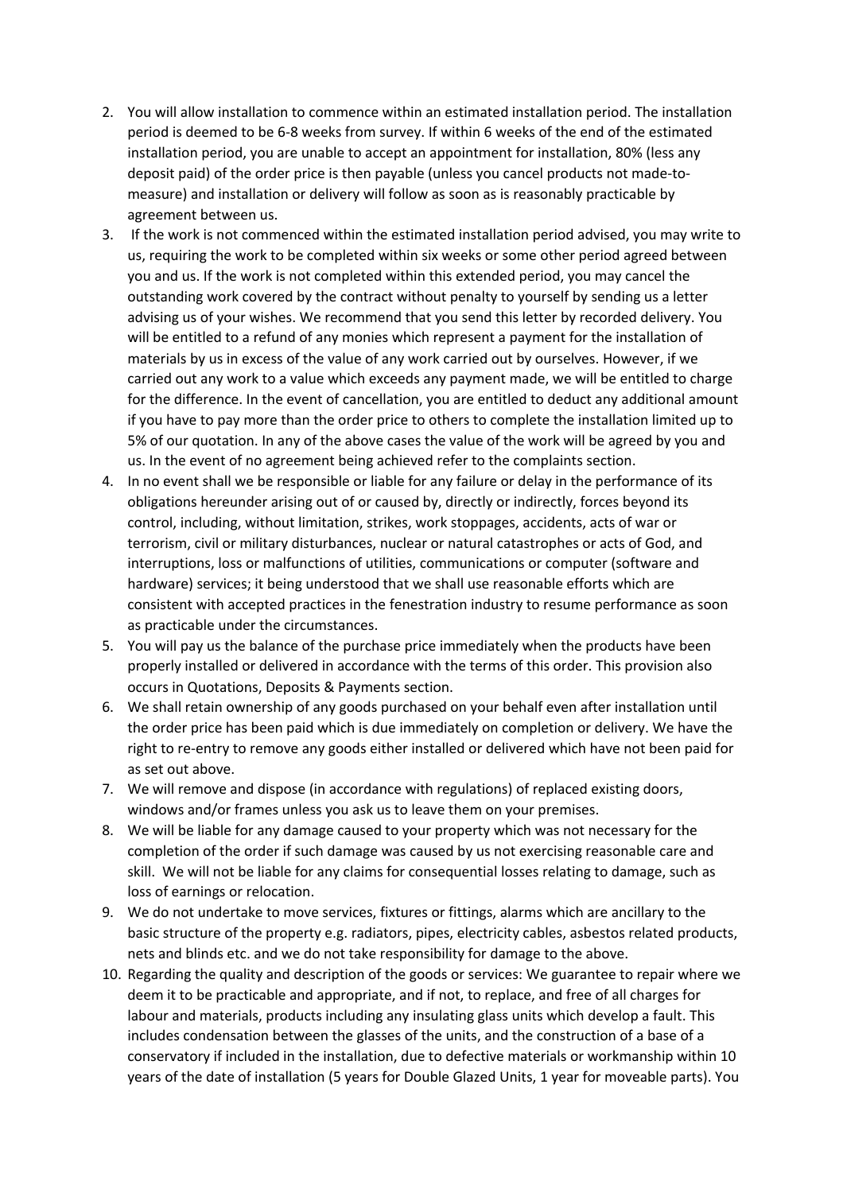2. You will allow installation to commence within an estimated installation period. The installation period is deemed to be 6-8 weeks from survey. If within 6 weeks of the end of the estimated installation period, you are unable to accept an appointment for installation, 80% (less any deposit paid) of the order price is then payable (unless you cancel products not made-to-measure) and installation or delivery will follow as soon as is reasonably practicable by agreement between us.
3. If the work is not commenced within the estimated installation period advised, you may write to us, requiring the work to be completed within six weeks or some other period agreed between you and us. If the work is not completed within this extended period, you may cancel the outstanding work covered by the contract without penalty to yourself by sending us a letter advising us of your wishes. We recommend that you send this letter by recorded delivery. You will be entitled to a refund of any monies which represent a payment for the installation of materials by us in excess of the value of any work carried out by ourselves. However, if we carried out any work to a value which exceeds any payment made, we will be entitled to charge for the difference. In the event of cancellation, you are entitled to deduct any additional amount if you have to pay more than the order price to others to complete the installation limited up to 5% of our quotation. In any of the above cases the value of the work will be agreed by you and us. In the event of no agreement being achieved refer to the complaints section.
4. In no event shall we be responsible or liable for any failure or delay in the performance of its obligations hereunder arising out of or caused by, directly or indirectly, forces beyond its control, including, without limitation, strikes, work stoppages, accidents, acts of war or terrorism, civil or military disturbances, nuclear or natural catastrophes or acts of God, and interruptions, loss or malfunctions of utilities, communications or computer (software and hardware) services; it being understood that we shall use reasonable efforts which are consistent with accepted practices in the fenestration industry to resume performance as soon as practicable under the circumstances.
5. You will pay us the balance of the purchase price immediately when the products have been properly installed or delivered in accordance with the terms of this order. This provision also occurs in Quotations, Deposits & Payments section.
6. We shall retain ownership of any goods purchased on your behalf even after installation until the order price has been paid which is due immediately on completion or delivery. We have the right to re-entry to remove any goods either installed or delivered which have not been paid for as set out above.
7. We will remove and dispose (in accordance with regulations) of replaced existing doors, windows and/or frames unless you ask us to leave them on your premises.
8. We will be liable for any damage caused to your property which was not necessary for the completion of the order if such damage was caused by us not exercising reasonable care and skill. We will not be liable for any claims for consequential losses relating to damage, such as loss of earnings or relocation.
9. We do not undertake to move services, fixtures or fittings, alarms which are ancillary to the basic structure of the property e.g. radiators, pipes, electricity cables, asbestos related products, nets and blinds etc. and we do not take responsibility for damage to the above.
10. Regarding the quality and description of the goods or services: We guarantee to repair where we deem it to be practicable and appropriate, and if not, to replace, and free of all charges for labour and materials, products including any insulating glass units which develop a fault. This includes condensation between the glasses of the units, and the construction of a base of a conservatory if included in the installation, due to defective materials or workmanship within 10 years of the date of installation (5 years for Double Glazed Units, 1 year for moveable parts). You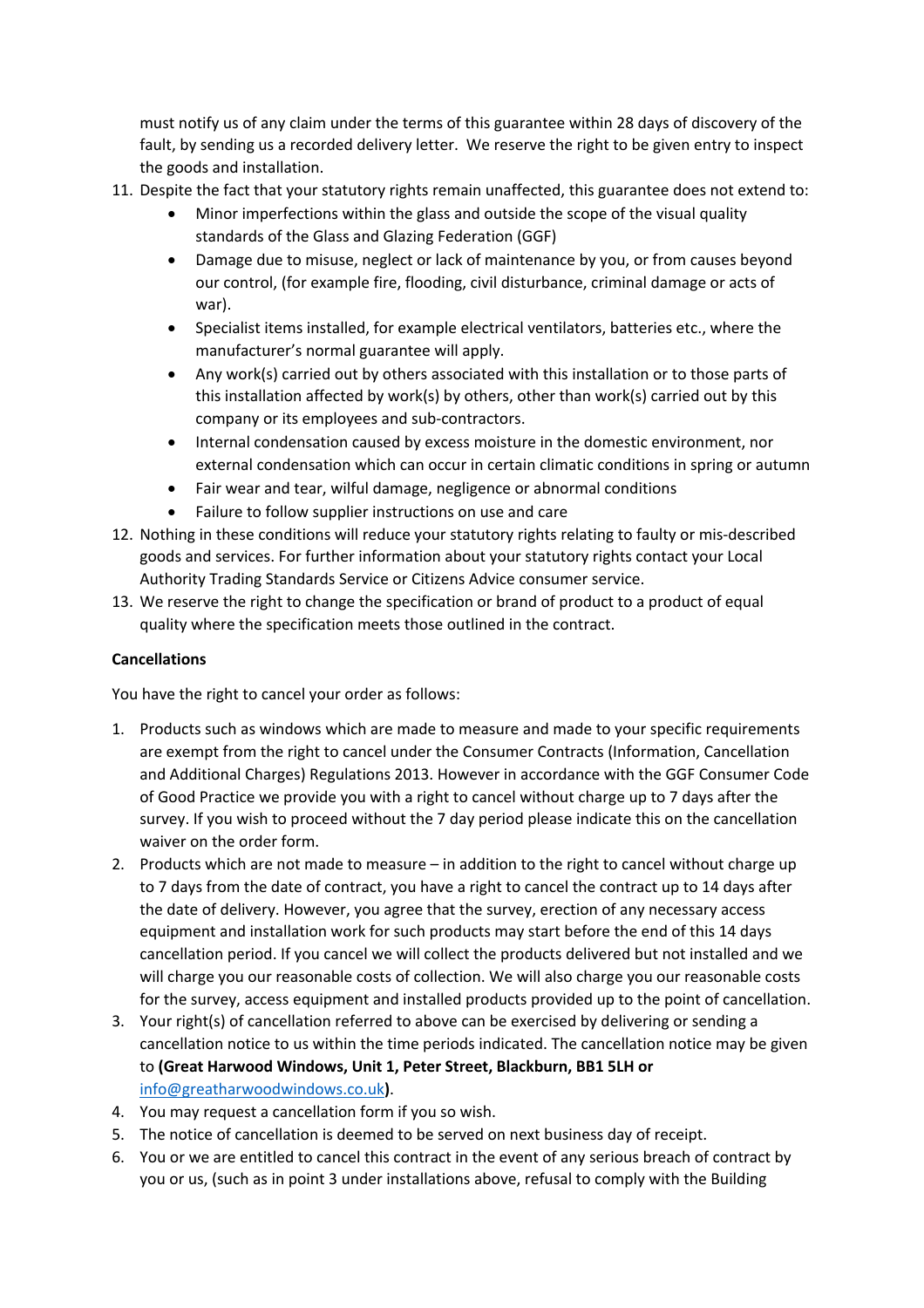must notify us of any claim under the terms of this guarantee within 28 days of discovery of the fault, by sending us a recorded delivery letter. We reserve the right to be given entry to inspect the goods and installation.

11. Despite the fact that your statutory rights remain unaffected, this guarantee does not extend to:
    - Minor imperfections within the glass and outside the scope of the visual quality standards of the Glass and Glazing Federation (GGF)
    - Damage due to misuse, neglect or lack of maintenance by you, or from causes beyond our control, (for example fire, flooding, civil disturbance, criminal damage or acts of war).
    - Specialist items installed, for example electrical ventilators, batteries etc., where the manufacturer's normal guarantee will apply.
    - Any work(s) carried out by others associated with this installation or to those parts of this installation affected by work(s) by others, other than work(s) carried out by this company or its employees and sub-contractors.
    - Internal condensation caused by excess moisture in the domestic environment, nor external condensation which can occur in certain climatic conditions in spring or autumn
    - Fair wear and tear, wilful damage, negligence or abnormal conditions
    - Failure to follow supplier instructions on use and care
12. Nothing in these conditions will reduce your statutory rights relating to faulty or mis-described goods and services. For further information about your statutory rights contact your Local Authority Trading Standards Service or Citizens Advice consumer service.
13. We reserve the right to change the specification or brand of product to a product of equal quality where the specification meets those outlined in the contract.

**Cancellations**

You have the right to cancel your order as follows:

1. Products such as windows which are made to measure and made to your specific requirements are exempt from the right to cancel under the Consumer Contracts (Information, Cancellation and Additional Charges) Regulations 2013. However in accordance with the GGF Consumer Code of Good Practice we provide you with a right to cancel without charge up to 7 days after the survey. If you wish to proceed without the 7 day period please indicate this on the cancellation waiver on the order form.
2. Products which are not made to measure – in addition to the right to cancel without charge up to 7 days from the date of contract, you have a right to cancel the contract up to 14 days after the date of delivery. However, you agree that the survey, erection of any necessary access equipment and installation work for such products may start before the end of this 14 days cancellation period. If you cancel we will collect the products delivered but not installed and we will charge you our reasonable costs of collection. We will also charge you our reasonable costs for the survey, access equipment and installed products provided up to the point of cancellation.
3. Your right(s) of cancellation referred to above can be exercised by delivering or sending a cancellation notice to us within the time periods indicated. The cancellation notice may be given to **(Great Harwood Windows, Unit 1, Peter Street, Blackburn, BB1 5LH or** info@greatharwoodwindows.co.uk**)**.
4. You may request a cancellation form if you so wish.
5. The notice of cancellation is deemed to be served on next business day of receipt.
6. You or we are entitled to cancel this contract in the event of any serious breach of contract by you or us, (such as in point 3 under installations above, refusal to comply with the Building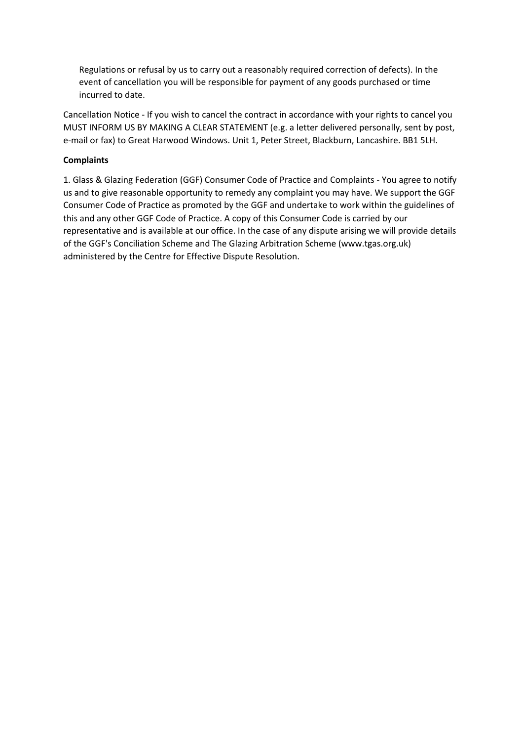Regulations or refusal by us to carry out a reasonably required correction of defects). In the event of cancellation you will be responsible for payment of any goods purchased or time incurred to date.

Cancellation Notice - If you wish to cancel the contract in accordance with your rights to cancel you MUST INFORM US BY MAKING A CLEAR STATEMENT (e.g. a letter delivered personally, sent by post, e-mail or fax) to Great Harwood Windows. Unit 1, Peter Street, Blackburn, Lancashire. BB1 5LH.

**Complaints**

1. Glass & Glazing Federation (GGF) Consumer Code of Practice and Complaints - You agree to notify us and to give reasonable opportunity to remedy any complaint you may have. We support the GGF Consumer Code of Practice as promoted by the GGF and undertake to work within the guidelines of this and any other GGF Code of Practice. A copy of this Consumer Code is carried by our representative and is available at our office. In the case of any dispute arising we will provide details of the GGF's Conciliation Scheme and The Glazing Arbitration Scheme (www.tgas.org.uk) administered by the Centre for Effective Dispute Resolution.